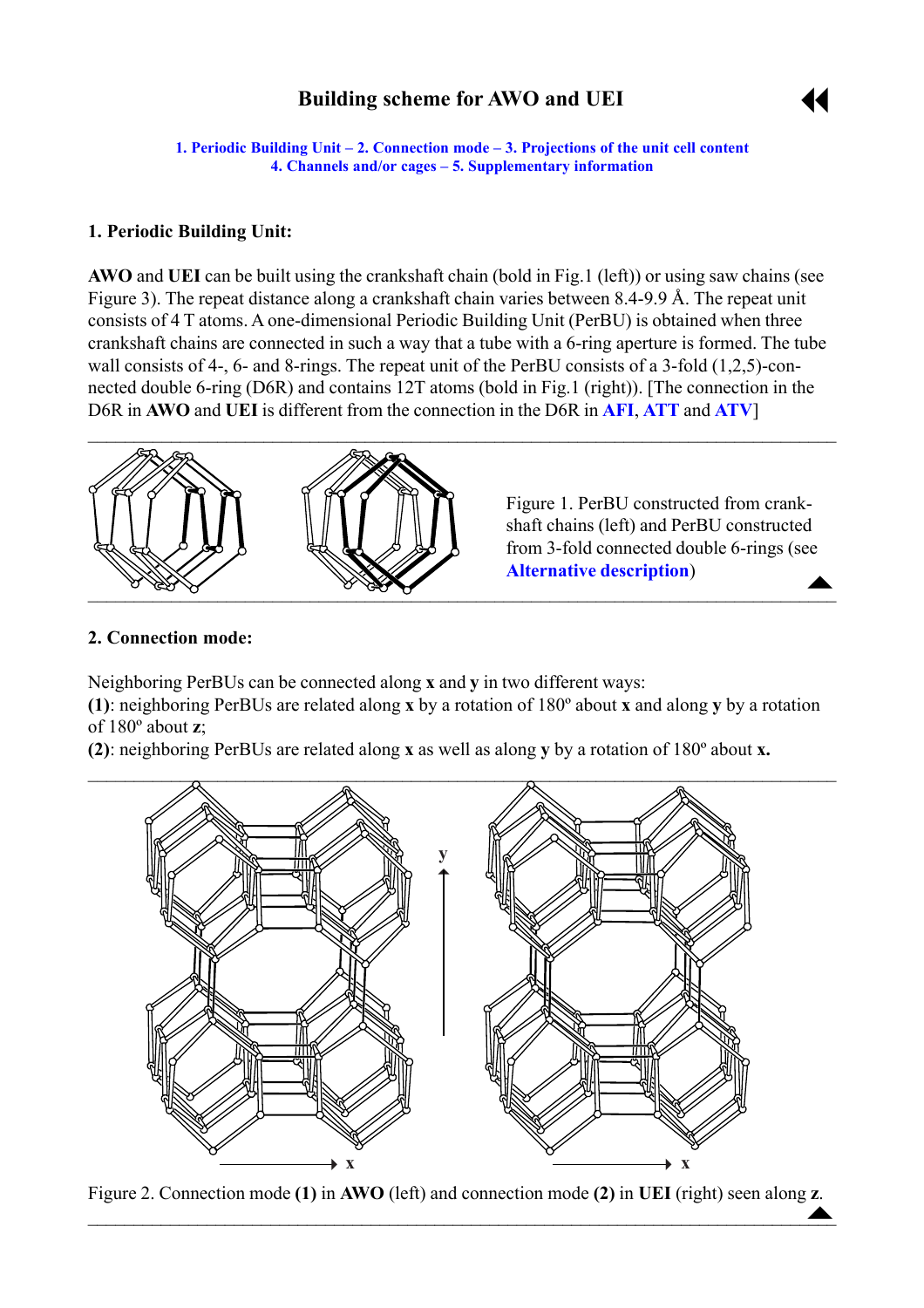# Building scheme for AWO and UEI

1. Periodic Building Unit – 2. Connection mode – 3. Projections of the unit cell content
4. Channels and/or cages – 5. Supplementary information

## 1. Periodic Building Unit:

**AWO** and **UEI** can be built using the crankshaft chain (bold in Fig.1 (left)) or using saw chains (see Figure 3). The repeat distance along a crankshaft chain varies between 8.4-9.9 Å. The repeat unit consists of 4 T atoms. A one-dimensional Periodic Building Unit (PerBU) is obtained when three crankshaft chains are connected in such a way that a tube with a 6-ring aperture is formed. The tube wall consists of 4-, 6- and 8-rings. The repeat unit of the PerBU consists of a 3-fold (1,2,5)-connected double 6-ring (D6R) and contains 12T atoms (bold in Fig.1 (right)). [The connection in the D6R in **AWO** and **UEI** is different from the connection in the D6R in **AFI**, **ATT** and **ATV**]

Figure 1. PerBU constructed from crankshaft chains (left) and PerBU constructed from 3-fold connected double 6-rings (see **Alternative description**)

## 2. Connection mode:

Neighboring PerBUs can be connected along **x** and **y** in two different ways:

**(1)**: neighboring PerBUs are related along **x** by a rotation of 180º about **x** and along **y** by a rotation of 180º about **z**;

**(2)**: neighboring PerBUs are related along **x** as well as along **y** by a rotation of 180º about **x.**

Figure 2. Connection mode **(1)** in **AWO** (left) and connection mode **(2)** in **UEI** (right) seen along **z**.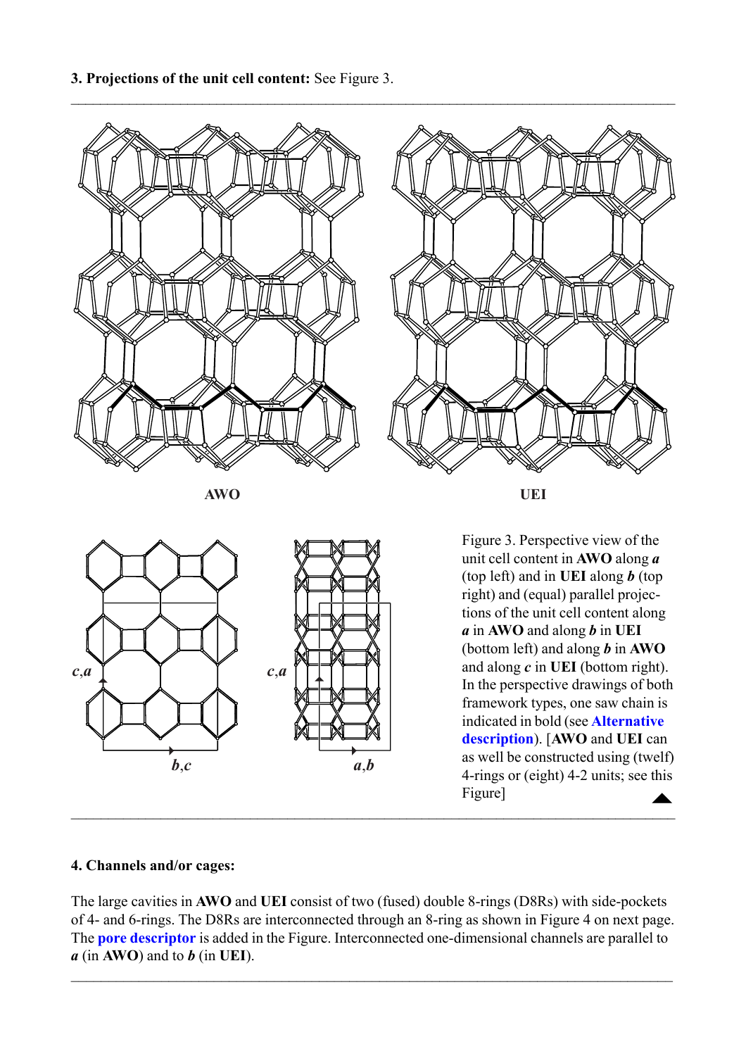**3. Projections of the unit cell content:** See Figure 3.

AWO

UEI

*c*,*a*

*b*,*c*

*c*,*a*

*a*,*b*

Figure 3. Perspective view of the unit cell content in **AWO** along ***a*** (top left) and in **UEI** along ***b*** (top right) and (equal) parallel projections of the unit cell content along ***a*** in **AWO** and along ***b*** in **UEI** (bottom left) and along ***b*** in **AWO** and along ***c*** in **UEI** (bottom right). In the perspective drawings of both framework types, one saw chain is indicated in bold (see **Alternative description**). [**AWO** and **UEI** can as well be constructed using (twelf) 4-rings or (eight) 4-2 units; see this Figure]

**4. Channels and/or cages:**

The large cavities in **AWO** and **UEI** consist of two (fused) double 8-rings (D8Rs) with side-pockets of 4- and 6-rings. The D8Rs are interconnected through an 8-ring as shown in Figure 4 on next page. The **pore descriptor** is added in the Figure. Interconnected one-dimensional channels are parallel to ***a*** (in **AWO**) and to ***b*** (in **UEI**).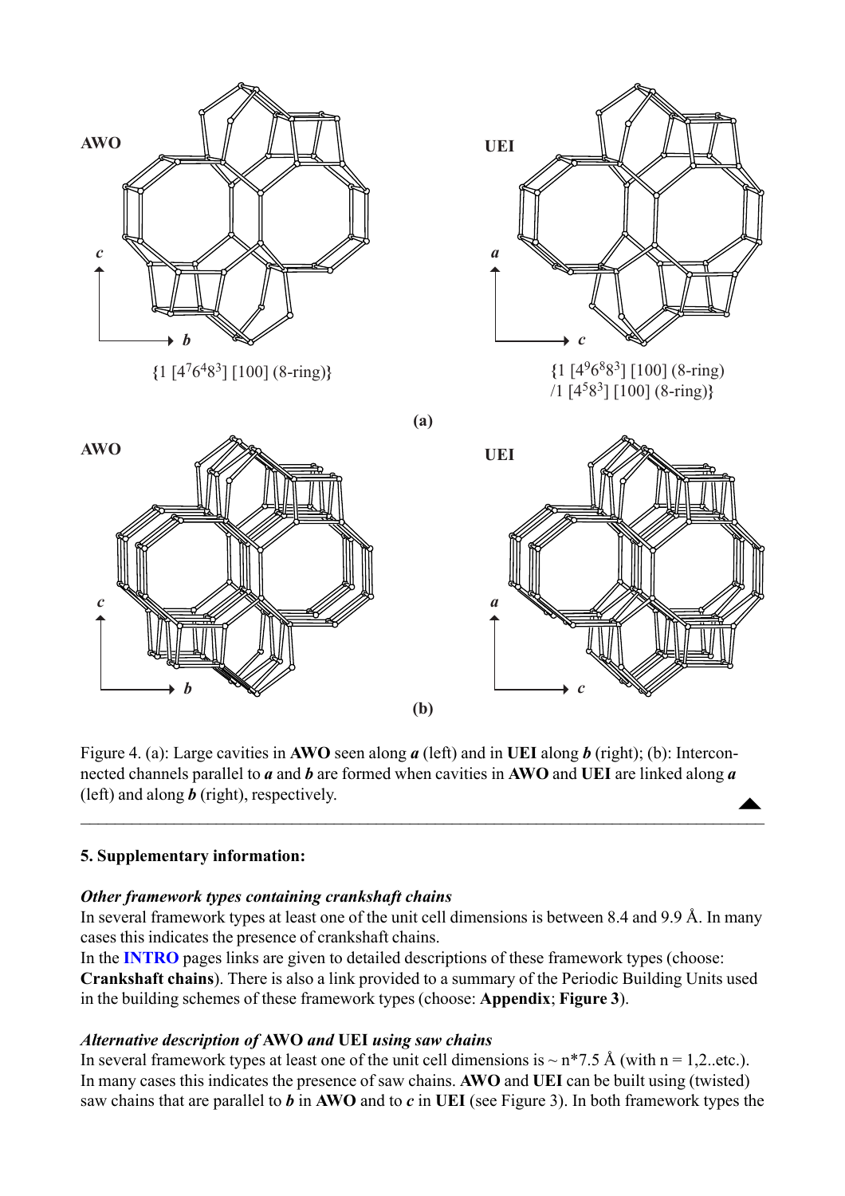**AWO**

**UEI**

{1 [$4^7 6^4 8^3$] [100] (8-ring)}

{1 [$4^9 6^8 8^3$] [100] (8-ring) /1 [$4^5 8^3$] [100] (8-ring)}

**(a)**

**AWO**

**UEI**

**(b)**

Figure 4. (a): Large cavities in **AWO** seen along ***a*** (left) and in **UEI** along ***b*** (right); (b): Interconnected channels parallel to ***a*** and ***b*** are formed when cavities in **AWO** and **UEI** are linked along ***a*** (left) and along ***b*** (right), respectively.

---

**5. Supplementary information:**

***Other framework types containing crankshaft chains***

In several framework types at least one of the unit cell dimensions is between 8.4 and 9.9 Å. In many cases this indicates the presence of crankshaft chains.

In the **INTRO** pages links are given to detailed descriptions of these framework types (choose: **Crankshaft chains**). There is also a link provided to a summary of the Periodic Building Units used in the building schemes of these framework types (choose: **Appendix**; **Figure 3**).

***Alternative description of* AWO *and* UEI *using saw chains***

In several framework types at least one of the unit cell dimensions is ~ n*7.5 Å (with n = 1,2..etc.). In many cases this indicates the presence of saw chains. **AWO** and **UEI** can be built using (twisted) saw chains that are parallel to ***b*** in **AWO** and to ***c*** in **UEI** (see Figure 3). In both framework types the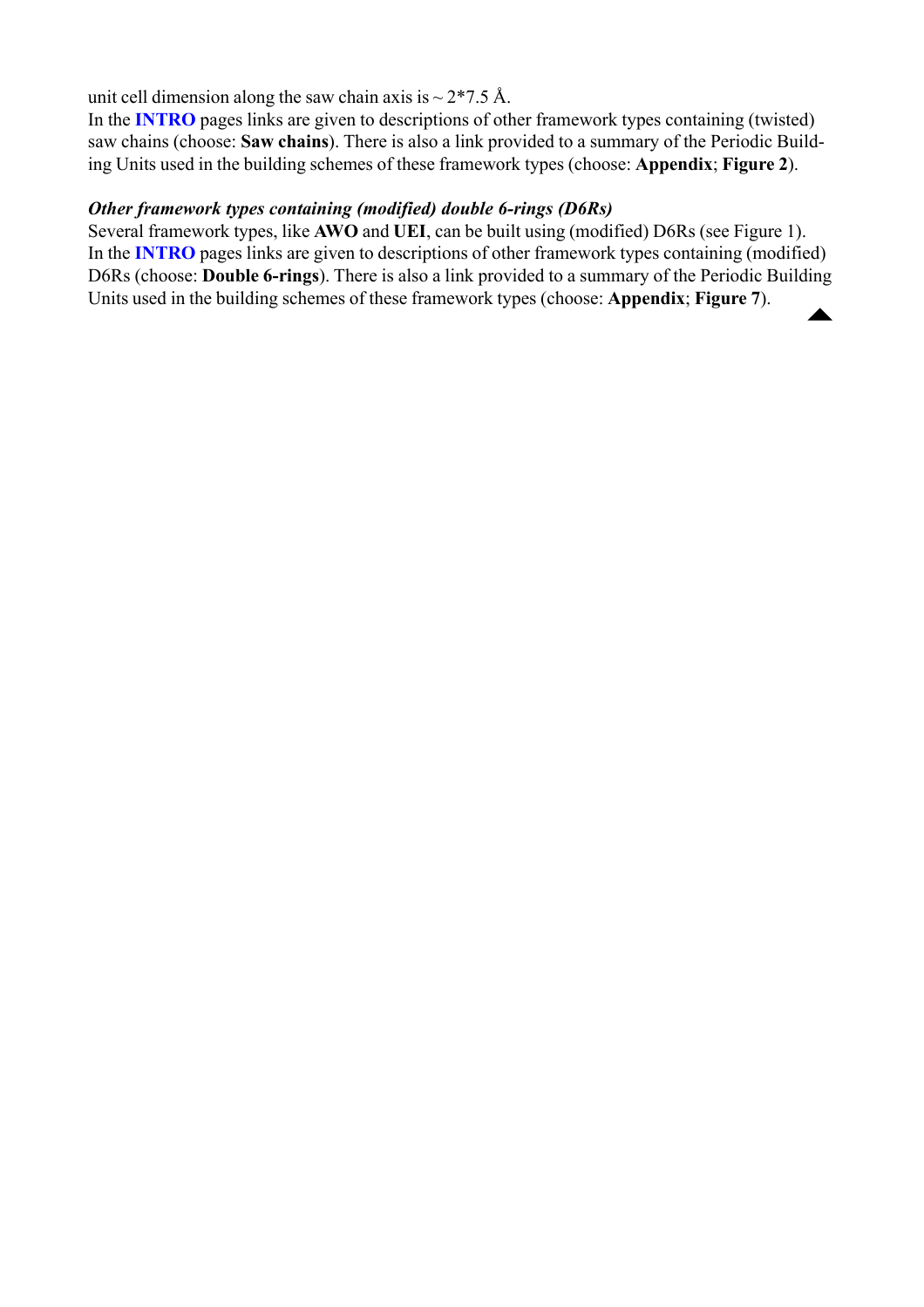unit cell dimension along the saw chain axis is ~ 2*7.5 Å.
In the **INTRO** pages links are given to descriptions of other framework types containing (twisted) saw chains (choose: **Saw chains**). There is also a link provided to a summary of the Periodic Building Units used in the building schemes of these framework types (choose: **Appendix**; **Figure 2**).

***Other framework types containing (modified) double 6-rings (D6Rs)***

Several framework types, like **AWO** and **UEI**, can be built using (modified) D6Rs (see Figure 1).
In the **INTRO** pages links are given to descriptions of other framework types containing (modified) D6Rs (choose: **Double 6-rings**). There is also a link provided to a summary of the Periodic Building Units used in the building schemes of these framework types (choose: **Appendix**; **Figure 7**).